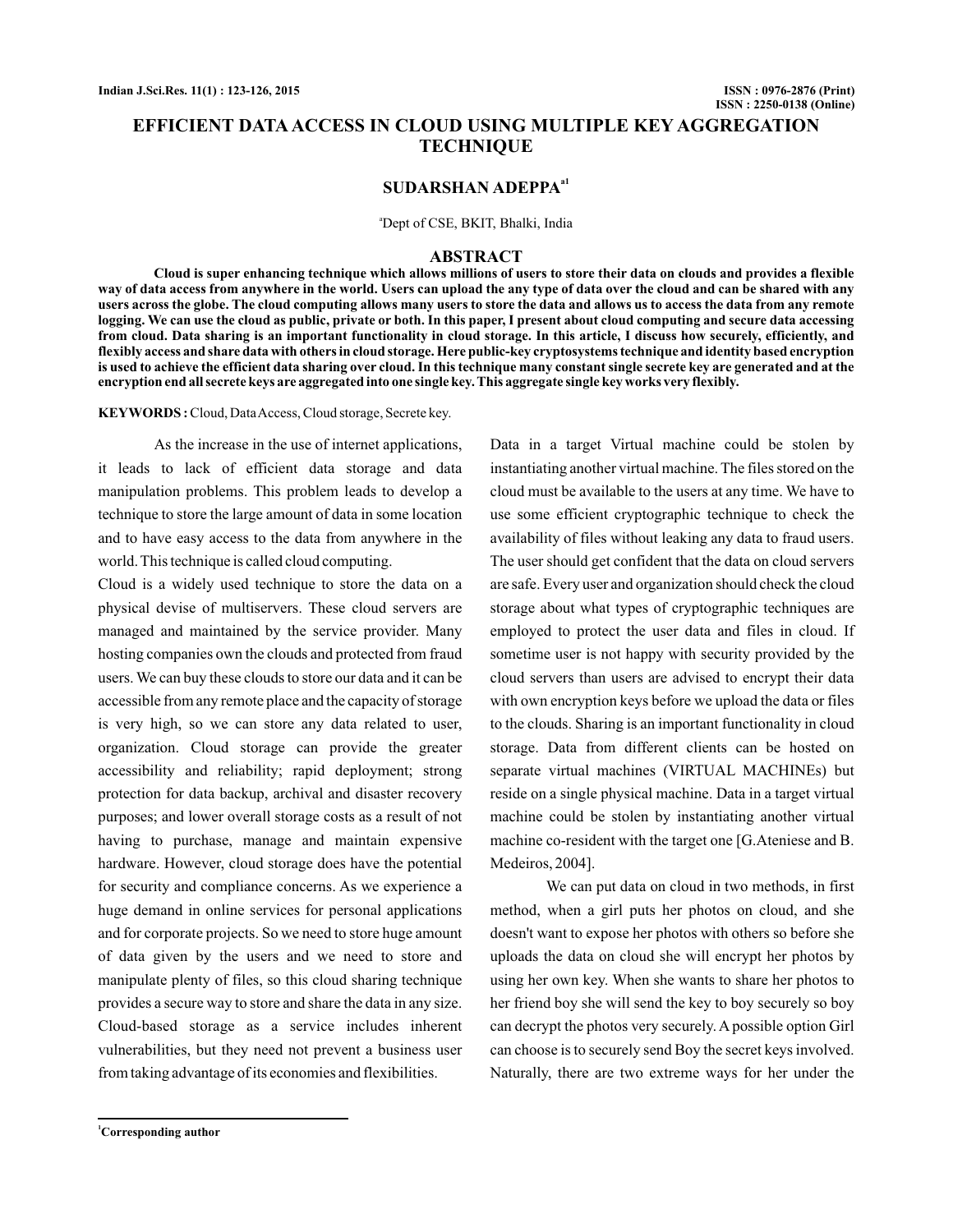# EFFICIENT DATA ACCESS IN CLOUD USING MULTIPLE KEY AGGREGATION TECHNIQUE

**SUDARSHAN ADEPPA[a1]**

[a]Dept of CSE, BKIT, Bhalki, India

## ABSTRACT

**Cloud is super enhancing technique which allows millions of users to store their data on clouds and provides a flexible way of data access from anywhere in the world. Users can upload the any type of data over the cloud and can be shared with any users across the globe. The cloud computing allows many users to store the data and allows us to access the data from any remote logging. We can use the cloud as public, private or both. In this paper, I present about cloud computing and secure data accessing from cloud. Data sharing is an important functionality in cloud storage. In this article, I discuss how securely, efficiently, and flexibly access and share data with others in cloud storage. Here public-key cryptosystems technique and identity based encryption is used to achieve the efficient data sharing over cloud. In this technique many constant single secrete key are generated and at the encryption end all secrete keys are aggregated into one single key. This aggregate single key works very flexibly.**

**KEYWORDS :** Cloud, Data Access, Cloud storage, Secrete key.

As the increase in the use of internet applications, it leads to lack of efficient data storage and data manipulation problems. This problem leads to develop a technique to store the large amount of data in some location and to have easy access to the data from anywhere in the world. This technique is called cloud computing.

Cloud is a widely used technique to store the data on a physical devise of multiservers. These cloud servers are managed and maintained by the service provider. Many hosting companies own the clouds and protected from fraud users. We can buy these clouds to store our data and it can be accessible from any remote place and the capacity of storage is very high, so we can store any data related to user, organization. Cloud storage can provide the greater accessibility and reliability; rapid deployment; strong protection for data backup, archival and disaster recovery purposes; and lower overall storage costs as a result of not having to purchase, manage and maintain expensive hardware. However, cloud storage does have the potential for security and compliance concerns. As we experience a huge demand in online services for personal applications and for corporate projects. So we need to store huge amount of data given by the users and we need to store and manipulate plenty of files, so this cloud sharing technique provides a secure way to store and share the data in any size. Cloud-based storage as a service includes inherent vulnerabilities, but they need not prevent a business user from taking advantage of its economies and flexibilities.

Data in a target Virtual machine could be stolen by instantiating another virtual machine. The files stored on the cloud must be available to the users at any time. We have to use some efficient cryptographic technique to check the availability of files without leaking any data to fraud users. The user should get confident that the data on cloud servers are safe. Every user and organization should check the cloud storage about what types of cryptographic techniques are employed to protect the user data and files in cloud. If sometime user is not happy with security provided by the cloud servers than users are advised to encrypt their data with own encryption keys before we upload the data or files to the clouds. Sharing is an important functionality in cloud storage. Data from different clients can be hosted on separate virtual machines (VIRTUAL MACHINEs) but reside on a single physical machine. Data in a target virtual machine could be stolen by instantiating another virtual machine co-resident with the target one [G.Ateniese and B. Medeiros, 2004].

We can put data on cloud in two methods, in first method, when a girl puts her photos on cloud, and she doesn't want to expose her photos with others so before she uploads the data on cloud she will encrypt her photos by using her own key. When she wants to share her photos to her friend boy she will send the key to boy securely so boy can decrypt the photos very securely. A possible option Girl can choose is to securely send Boy the secret keys involved. Naturally, there are two extreme ways for her under the

[1]Corresponding author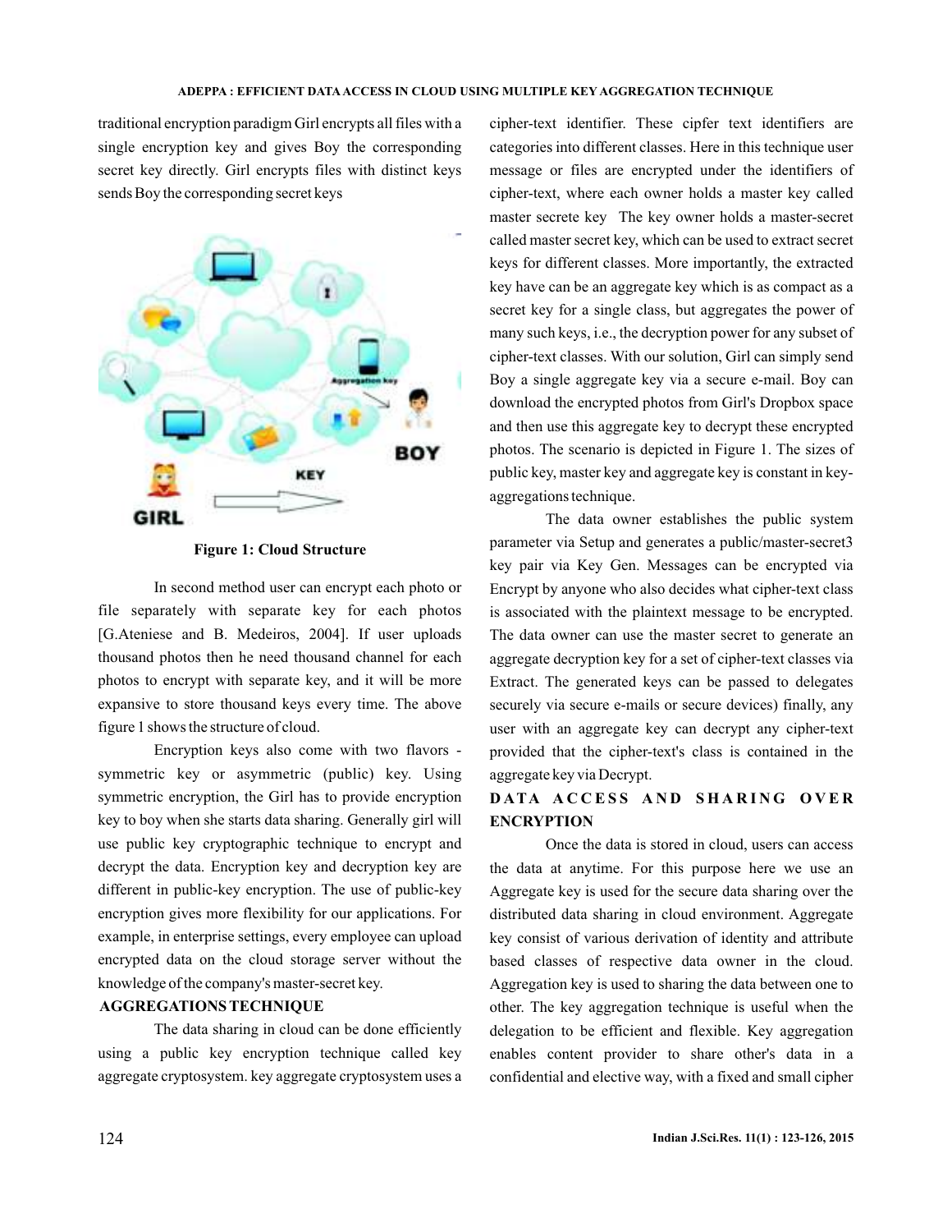traditional encryption paradigm Girl encrypts all files with a single encryption key and gives Boy the corresponding secret key directly. Girl encrypts files with distinct keys sends Boy the corresponding secret keys

**Figure 1: Cloud Structure**

In second method user can encrypt each photo or file separately with separate key for each photos [G.Ateniese and B. Medeiros, 2004]. If user uploads thousand photos then he need thousand channel for each photos to encrypt with separate key, and it will be more expansive to store thousand keys every time. The above figure 1 shows the structure of cloud.

Encryption keys also come with two flavors - symmetric key or asymmetric (public) key. Using symmetric encryption, the Girl has to provide encryption key to boy when she starts data sharing. Generally girl will use public key cryptographic technique to encrypt and decrypt the data. Encryption key and decryption key are different in public-key encryption. The use of public-key encryption gives more flexibility for our applications. For example, in enterprise settings, every employee can upload encrypted data on the cloud storage server without the knowledge of the company's master-secret key.

## AGGREGATIONS TECHNIQUE

The data sharing in cloud can be done efficiently using a public key encryption technique called key aggregate cryptosystem. key aggregate cryptosystem uses a cipher-text identifier. These cipfer text identifiers are categories into different classes. Here in this technique user message or files are encrypted under the identifiers of cipher-text, where each owner holds a master key called master secrete key The key owner holds a master-secret called master secret key, which can be used to extract secret keys for different classes. More importantly, the extracted key have can be an aggregate key which is as compact as a secret key for a single class, but aggregates the power of many such keys, i.e., the decryption power for any subset of cipher-text classes. With our solution, Girl can simply send Boy a single aggregate key via a secure e-mail. Boy can download the encrypted photos from Girl's Dropbox space and then use this aggregate key to decrypt these encrypted photos. The scenario is depicted in Figure 1. The sizes of public key, master key and aggregate key is constant in key-aggregations technique.

The data owner establishes the public system parameter via Setup and generates a public/master-secret3 key pair via Key Gen. Messages can be encrypted via Encrypt by anyone who also decides what cipher-text class is associated with the plaintext message to be encrypted. The data owner can use the master secret to generate an aggregate decryption key for a set of cipher-text classes via Extract. The generated keys can be passed to delegates securely via secure e-mails or secure devices) finally, any user with an aggregate key can decrypt any cipher-text provided that the cipher-text's class is contained in the aggregate key via Decrypt.

## DATA ACCESS AND SHARING OVER ENCRYPTION

Once the data is stored in cloud, users can access the data at anytime. For this purpose here we use an Aggregate key is used for the secure data sharing over the distributed data sharing in cloud environment. Aggregate key consist of various derivation of identity and attribute based classes of respective data owner in the cloud. Aggregation key is used to sharing the data between one to other. The key aggregation technique is useful when the delegation to be efficient and flexible. Key aggregation enables content provider to share other's data in a confidential and elective way, with a fixed and small cipher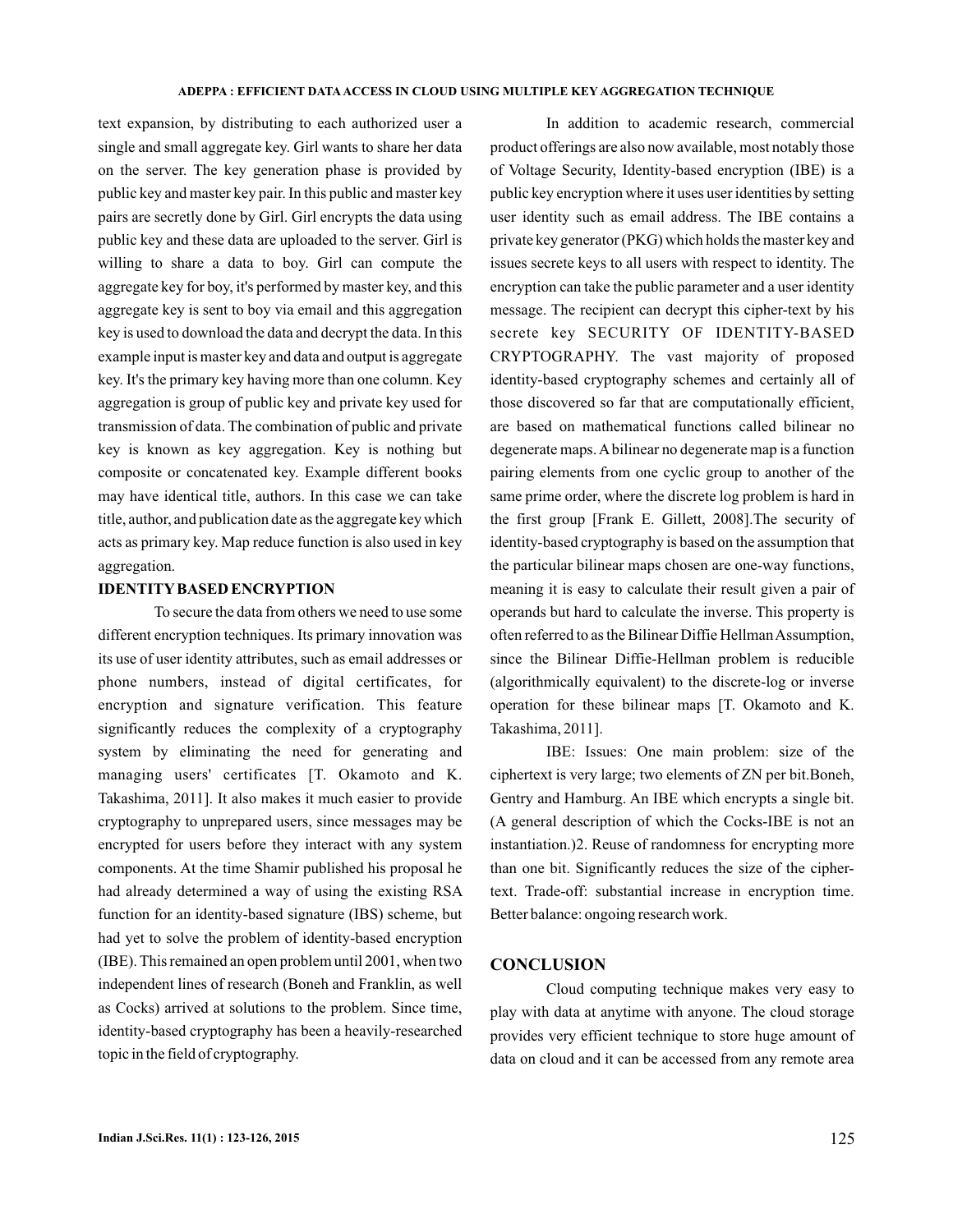text expansion, by distributing to each authorized user a single and small aggregate key. Girl wants to share her data on the server. The key generation phase is provided by public key and master key pair. In this public and master key pairs are secretly done by Girl. Girl encrypts the data using public key and these data are uploaded to the server. Girl is willing to share a data to boy. Girl can compute the aggregate key for boy, it's performed by master key, and this aggregate key is sent to boy via email and this aggregation key is used to download the data and decrypt the data. In this example input is master key and data and output is aggregate key. It's the primary key having more than one column. Key aggregation is group of public key and private key used for transmission of data. The combination of public and private key is known as key aggregation. Key is nothing but composite or concatenated key. Example different books may have identical title, authors. In this case we can take title, author, and publication date as the aggregate key which acts as primary key. Map reduce function is also used in key aggregation.

## IDENTITY BASED ENCRYPTION

To secure the data from others we need to use some different encryption techniques. Its primary innovation was its use of user identity attributes, such as email addresses or phone numbers, instead of digital certificates, for encryption and signature verification. This feature significantly reduces the complexity of a cryptography system by eliminating the need for generating and managing users' certificates [T. Okamoto and K. Takashima, 2011]. It also makes it much easier to provide cryptography to unprepared users, since messages may be encrypted for users before they interact with any system components. At the time Shamir published his proposal he had already determined a way of using the existing RSA function for an identity-based signature (IBS) scheme, but had yet to solve the problem of identity-based encryption (IBE). This remained an open problem until 2001, when two independent lines of research (Boneh and Franklin, as well as Cocks) arrived at solutions to the problem. Since time, identity-based cryptography has been a heavily-researched topic in the field of cryptography.

In addition to academic research, commercial product offerings are also now available, most notably those of Voltage Security, Identity-based encryption (IBE) is a public key encryption where it uses user identities by setting user identity such as email address. The IBE contains a private key generator (PKG) which holds the master key and issues secrete keys to all users with respect to identity. The encryption can take the public parameter and a user identity message. The recipient can decrypt this cipher-text by his secrete key SECURITY OF IDENTITY-BASED CRYPTOGRAPHY. The vast majority of proposed identity-based cryptography schemes and certainly all of those discovered so far that are computationally efficient, are based on mathematical functions called bilinear no degenerate maps. A bilinear no degenerate map is a function pairing elements from one cyclic group to another of the same prime order, where the discrete log problem is hard in the first group [Frank E. Gillett, 2008].The security of identity-based cryptography is based on the assumption that the particular bilinear maps chosen are one-way functions, meaning it is easy to calculate their result given a pair of operands but hard to calculate the inverse. This property is often referred to as the Bilinear Diffie Hellman Assumption, since the Bilinear Diffie-Hellman problem is reducible (algorithmically equivalent) to the discrete-log or inverse operation for these bilinear maps [T. Okamoto and K. Takashima, 2011].

IBE: Issues: One main problem: size of the ciphertext is very large; two elements of ZN per bit.Boneh, Gentry and Hamburg. An IBE which encrypts a single bit. (A general description of which the Cocks-IBE is not an instantiation.)2. Reuse of randomness for encrypting more than one bit. Significantly reduces the size of the cipher-text. Trade-off: substantial increase in encryption time. Better balance: ongoing research work.

## CONCLUSION

Cloud computing technique makes very easy to play with data at anytime with anyone. The cloud storage provides very efficient technique to store huge amount of data on cloud and it can be accessed from any remote area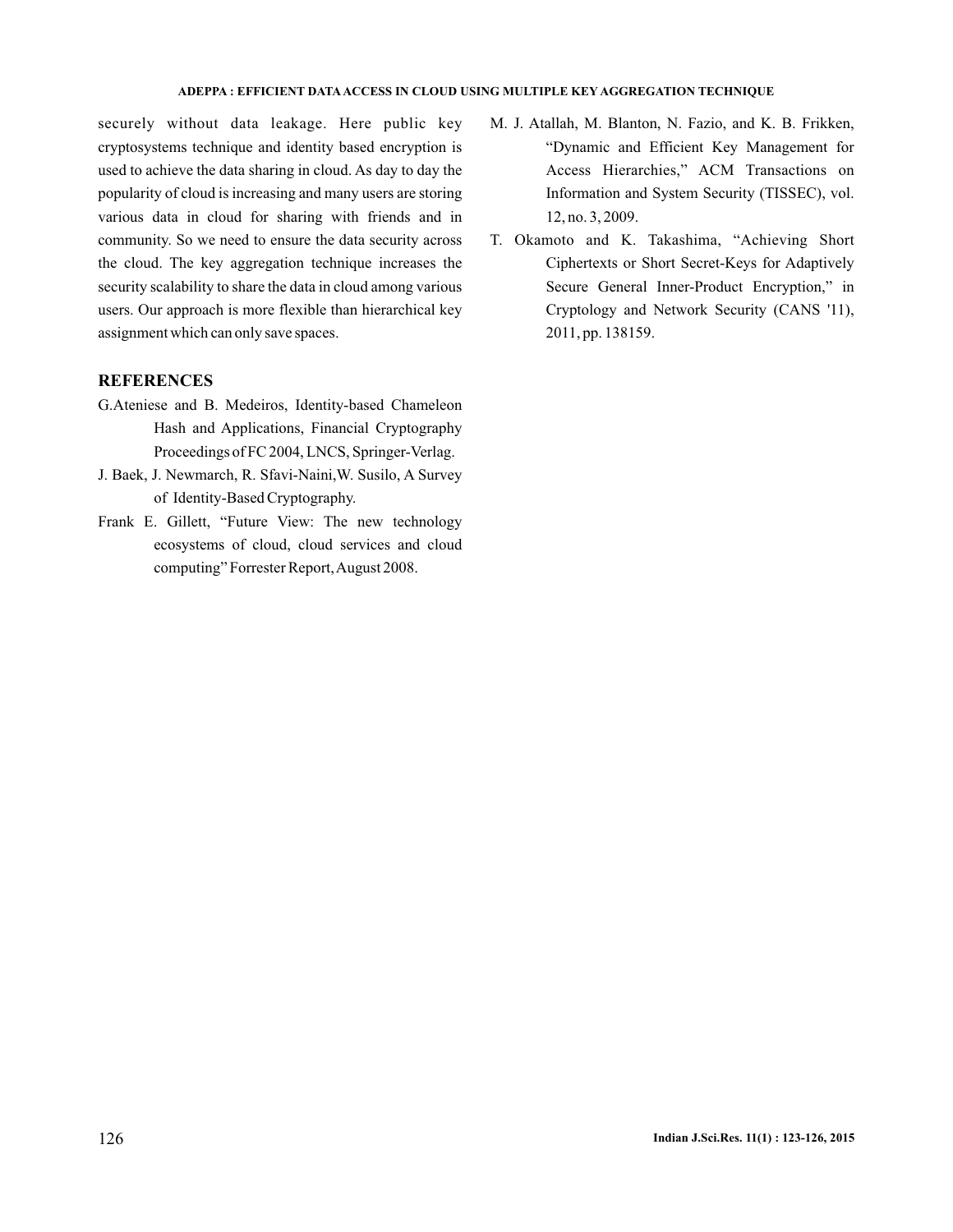securely without data leakage. Here public key cryptosystems technique and identity based encryption is used to achieve the data sharing in cloud. As day to day the popularity of cloud is increasing and many users are storing various data in cloud for sharing with friends and in community. So we need to ensure the data security across the cloud. The key aggregation technique increases the security scalability to share the data in cloud among various users. Our approach is more flexible than hierarchical key assignment which can only save spaces.

## REFERENCES

G.Ateniese and B. Medeiros, Identity-based Chameleon Hash and Applications, Financial Cryptography Proceedings of FC 2004, LNCS, Springer-Verlag.

J. Baek, J. Newmarch, R. Sfavi-Naini,W. Susilo, A Survey of Identity-Based Cryptography.

Frank E. Gillett, "Future View: The new technology ecosystems of cloud, cloud services and cloud computing" Forrester Report, August 2008.

M. J. Atallah, M. Blanton, N. Fazio, and K. B. Frikken, "Dynamic and Efficient Key Management for Access Hierarchies," ACM Transactions on Information and System Security (TISSEC), vol. 12, no. 3, 2009.

T. Okamoto and K. Takashima, "Achieving Short Ciphertexts or Short Secret-Keys for Adaptively Secure General Inner-Product Encryption," in Cryptology and Network Security (CANS '11), 2011, pp. 138159.